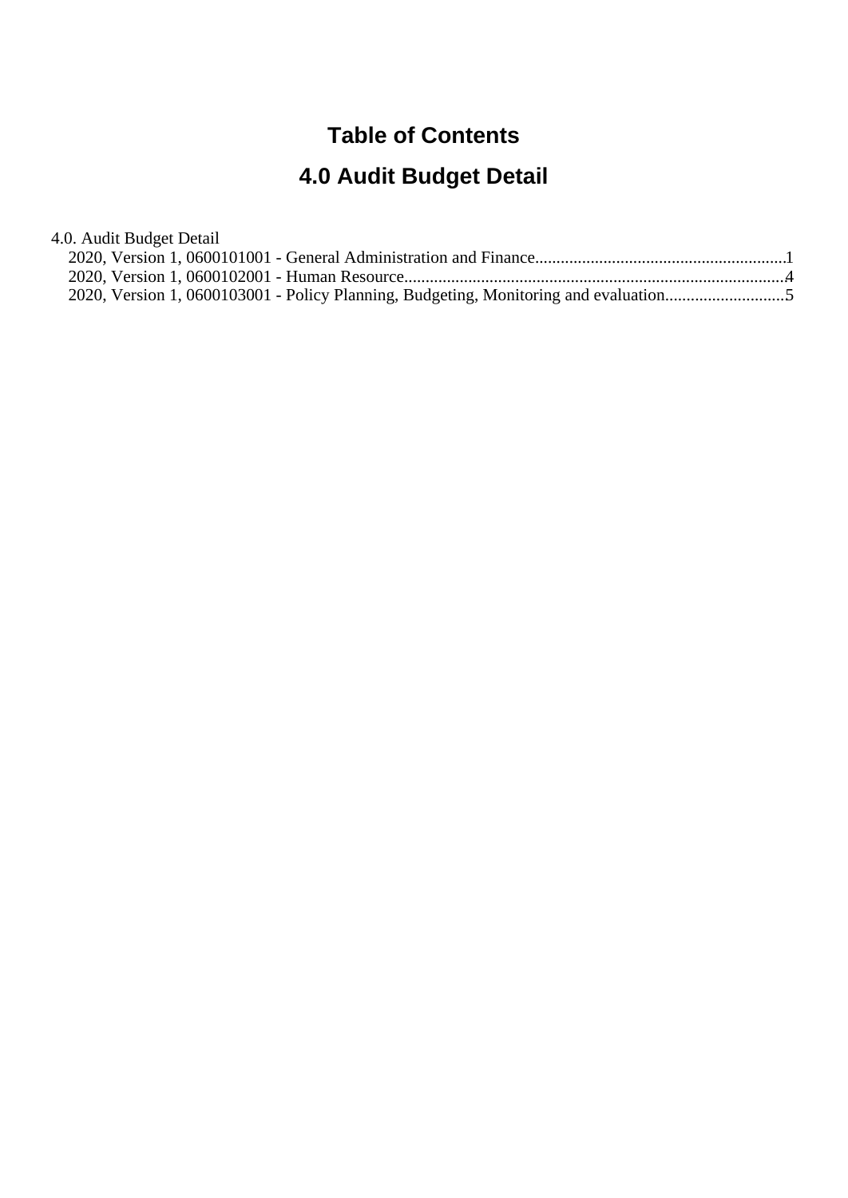# Table of Contents

## 4.0 Audit Budget Detail

4.0. Audit Budget Detail

- 2020, Version 1, 0600101001 - General Administration and Finance..........................................................1
- 2020, Version 1, 0600102001 - Human Resource........................................................................................4
- 2020, Version 1, 0600103001 - Policy Planning, Budgeting, Monitoring and evaluation............................5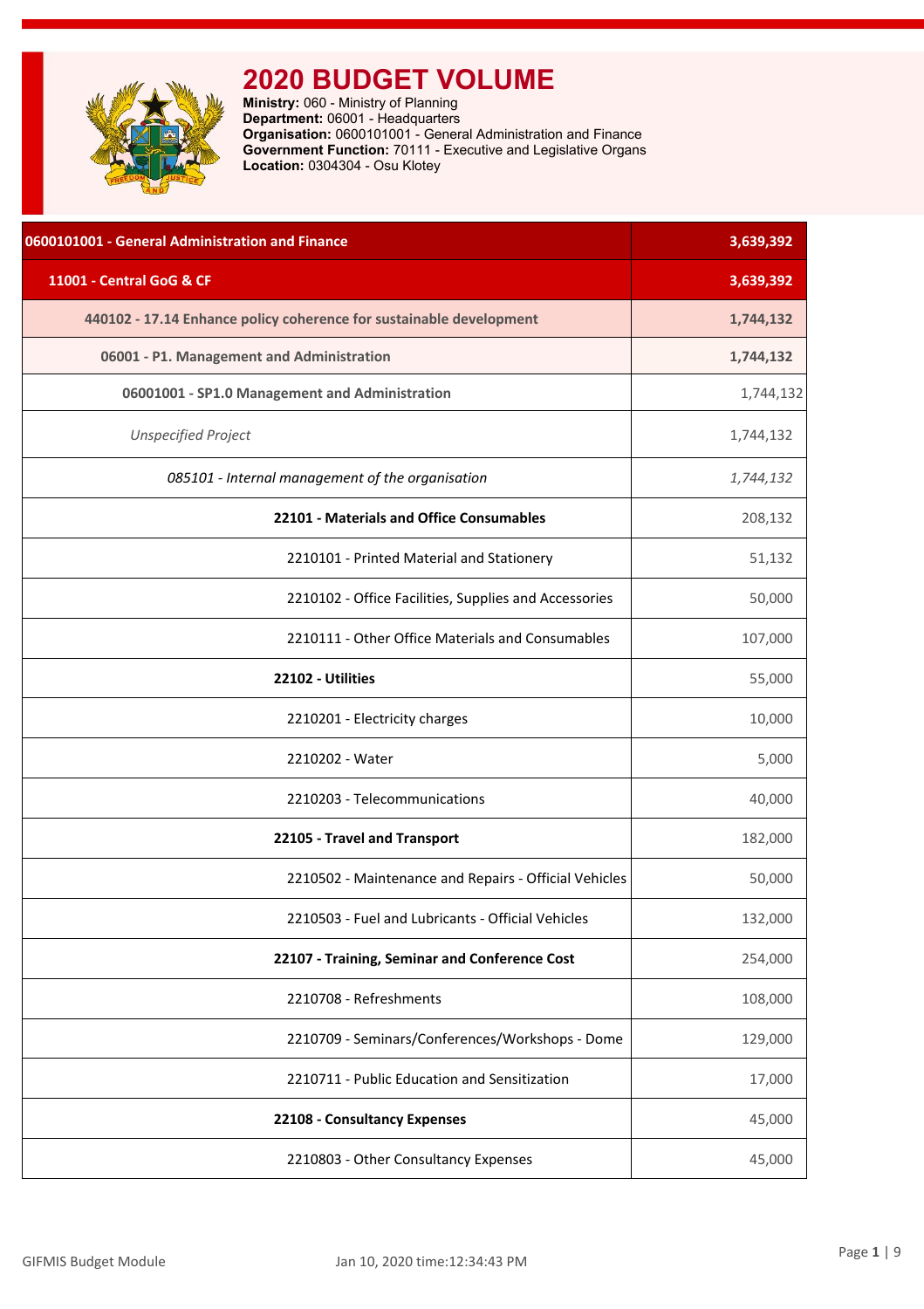# 2020 BUDGET VOLUME

**Ministry:** 060 - Ministry of Planning
**Department:** 06001 - Headquarters
**Organisation:** 0600101001 - General Administration and Finance
**Government Function:** 70111 - Executive and Legislative Organs
**Location:** 0304304 - Osu Klotey

| 0600101001 - General Administration and Finance | 3,639,392 |
|---|---|
| 11001 - Central GoG & CF | 3,639,392 |
| 440102 - 17.14 Enhance policy coherence for sustainable development | 1,744,132 |
| 06001 - P1. Management and Administration | 1,744,132 |
| 06001001 - SP1.0 Management and Administration | 1,744,132 |
| *Unspecified Project* | 1,744,132 |
| *085101 - Internal management of the organisation* | *1,744,132* |
| **22101 - Materials and Office Consumables** | 208,132 |
| 2210101 - Printed Material and Stationery | 51,132 |
| 2210102 - Office Facilities, Supplies and Accessories | 50,000 |
| 2210111 - Other Office Materials and Consumables | 107,000 |
| **22102 - Utilities** | 55,000 |
| 2210201 - Electricity charges | 10,000 |
| 2210202 - Water | 5,000 |
| 2210203 - Telecommunications | 40,000 |
| **22105 - Travel and Transport** | 182,000 |
| 2210502 - Maintenance and Repairs - Official Vehicles | 50,000 |
| 2210503 - Fuel and Lubricants - Official Vehicles | 132,000 |
| **22107 - Training, Seminar and Conference Cost** | 254,000 |
| 2210708 - Refreshments | 108,000 |
| 2210709 - Seminars/Conferences/Workshops - Dome | 129,000 |
| 2210711 - Public Education and Sensitization | 17,000 |
| **22108 - Consultancy Expenses** | 45,000 |
| 2210803 - Other Consultancy Expenses | 45,000 |

GIFMIS Budget Module    Jan 10, 2020 time:12:34:43 PM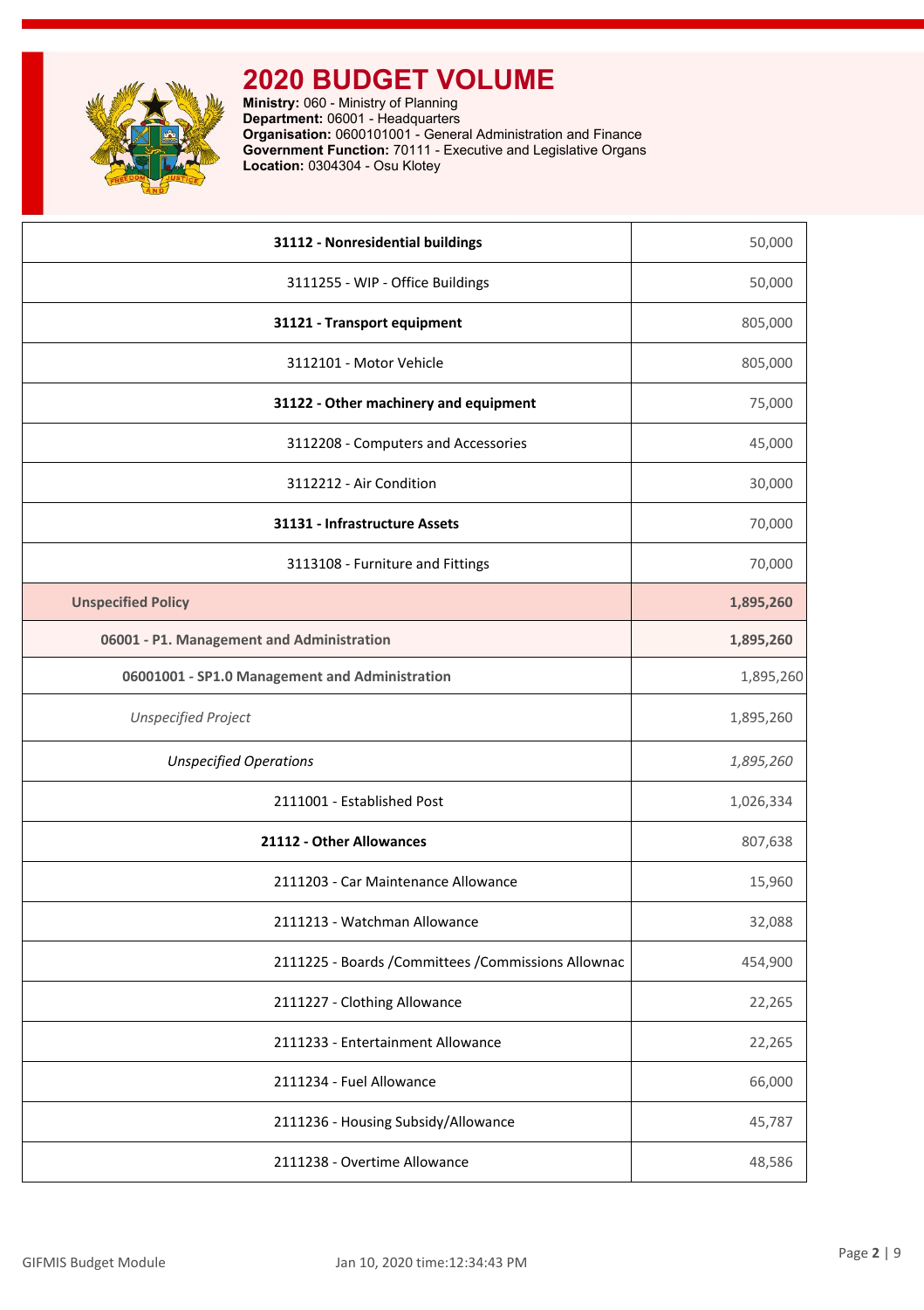# 2020 BUDGET VOLUME

**Ministry:** 060 - Ministry of Planning
**Department:** 06001 - Headquarters
**Organisation:** 0600101001 - General Administration and Finance
**Government Function:** 70111 - Executive and Legislative Organs
**Location:** 0304304 - Osu Klotey

| | |
|---|---|
| **31112 - Nonresidential buildings** | 50,000 |
| 3111255 - WIP - Office Buildings | 50,000 |
| **31121 - Transport equipment** | 805,000 |
| 3112101 - Motor Vehicle | 805,000 |
| **31122 - Other machinery and equipment** | 75,000 |
| 3112208 - Computers and Accessories | 45,000 |
| 3112212 - Air Condition | 30,000 |
| **31131 - Infrastructure Assets** | 70,000 |
| 3113108 - Furniture and Fittings | 70,000 |
| **Unspecified Policy** | **1,895,260** |
| **06001 - P1. Management and Administration** | **1,895,260** |
| **06001001 - SP1.0 Management and Administration** | 1,895,260 |
| *Unspecified Project* | 1,895,260 |
| *Unspecified Operations* | *1,895,260* |
| 2111001 - Established Post | 1,026,334 |
| **21112 - Other Allowances** | 807,638 |
| 2111203 - Car Maintenance Allowance | 15,960 |
| 2111213 - Watchman Allowance | 32,088 |
| 2111225 - Boards /Committees /Commissions Allownac | 454,900 |
| 2111227 - Clothing Allowance | 22,265 |
| 2111233 - Entertainment Allowance | 22,265 |
| 2111234 - Fuel Allowance | 66,000 |
| 2111236 - Housing Subsidy/Allowance | 45,787 |
| 2111238 - Overtime Allowance | 48,586 |

GIFMIS Budget Module Jan 10, 2020 time:12:34:43 PM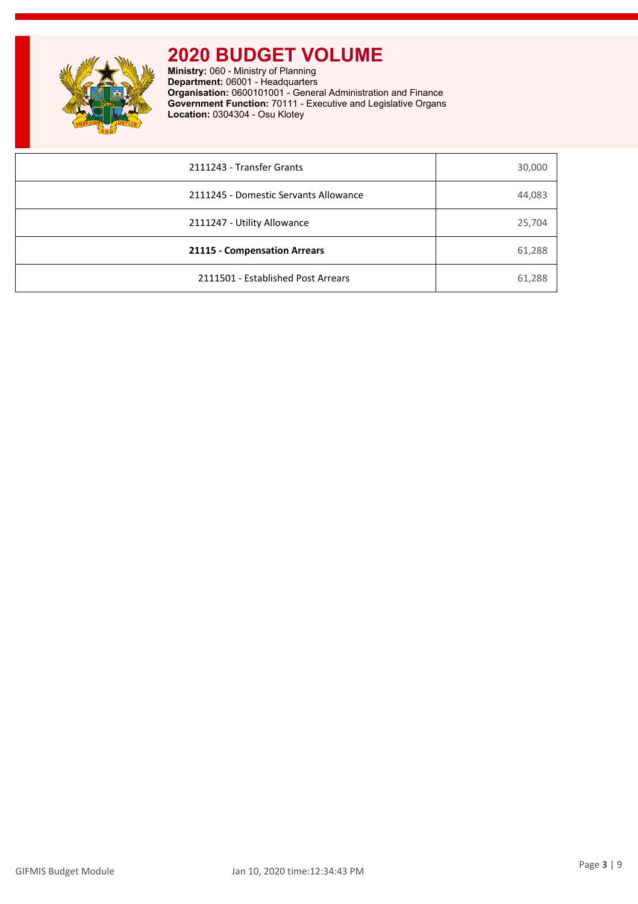# 2020 BUDGET VOLUME

**Ministry:** 060 - Ministry of Planning
**Department:** 06001 - Headquarters
**Organisation:** 0600101001 - General Administration and Finance
**Government Function:** 70111 - Executive and Legislative Organs
**Location:** 0304304 - Osu Klotey

| | |
|---|---|
| 2111243 - Transfer Grants | 30,000 |
| 2111245 - Domestic Servants Allowance | 44,083 |
| 2111247 - Utility Allowance | 25,704 |
| **21115 - Compensation Arrears** | 61,288 |
| 2111501 - Established Post Arrears | 61,288 |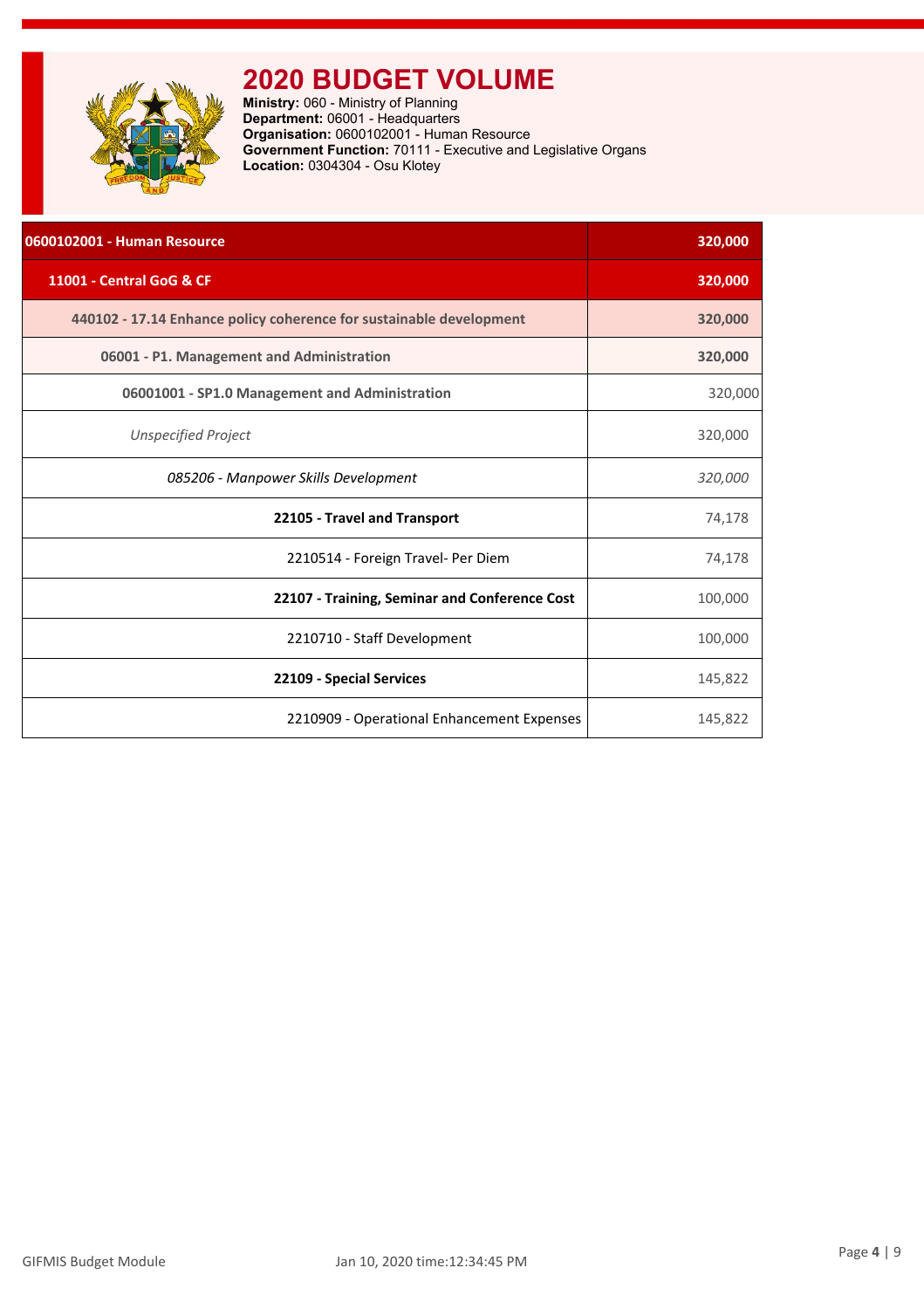# 2020 BUDGET VOLUME

**Ministry:** 060 - Ministry of Planning
**Department:** 06001 - Headquarters
**Organisation:** 0600102001 - Human Resource
**Government Function:** 70111 - Executive and Legislative Organs
**Location:** 0304304 - Osu Klotey

| 0600102001 - Human Resource | 320,000 |
|---|---|
| **11001 - Central GoG & CF** | **320,000** |
| **440102 - 17.14 Enhance policy coherence for sustainable development** | **320,000** |
| **06001 - P1. Management and Administration** | **320,000** |
| **06001001 - SP1.0 Management and Administration** | 320,000 |
| *Unspecified Project* | 320,000 |
| *085206 - Manpower Skills Development* | *320,000* |
| **22105 - Travel and Transport** | 74,178 |
| 2210514 - Foreign Travel- Per Diem | 74,178 |
| **22107 - Training, Seminar and Conference Cost** | 100,000 |
| 2210710 - Staff Development | 100,000 |
| **22109 - Special Services** | 145,822 |
| 2210909 - Operational Enhancement Expenses | 145,822 |

GIFMIS Budget Module — Jan 10, 2020 time:12:34:45 PM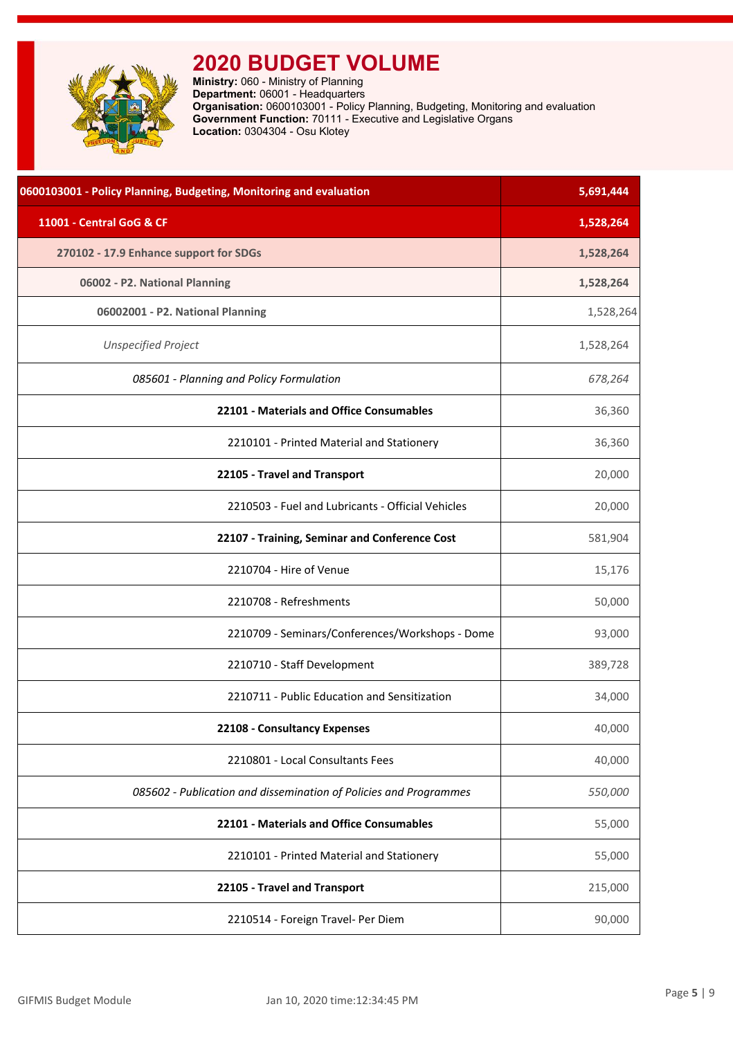# 2020 BUDGET VOLUME

**Ministry:** 060 - Ministry of Planning
**Department:** 06001 - Headquarters
**Organisation:** 0600103001 - Policy Planning, Budgeting, Monitoring and evaluation
**Government Function:** 70111 - Executive and Legislative Organs
**Location:** 0304304 - Osu Klotey

| 0600103001 - Policy Planning, Budgeting, Monitoring and evaluation | 5,691,444 |
|---|---|
| **11001 - Central GoG & CF** | **1,528,264** |
| **270102 - 17.9 Enhance support for SDGs** | **1,528,264** |
| **06002 - P2. National Planning** | **1,528,264** |
| **06002001 - P2. National Planning** | 1,528,264 |
| *Unspecified Project* | 1,528,264 |
| *085601 - Planning and Policy Formulation* | *678,264* |
| **22101 - Materials and Office Consumables** | 36,360 |
| 2210101 - Printed Material and Stationery | 36,360 |
| **22105 - Travel and Transport** | 20,000 |
| 2210503 - Fuel and Lubricants - Official Vehicles | 20,000 |
| **22107 - Training, Seminar and Conference Cost** | 581,904 |
| 2210704 - Hire of Venue | 15,176 |
| 2210708 - Refreshments | 50,000 |
| 2210709 - Seminars/Conferences/Workshops - Dome | 93,000 |
| 2210710 - Staff Development | 389,728 |
| 2210711 - Public Education and Sensitization | 34,000 |
| **22108 - Consultancy Expenses** | 40,000 |
| 2210801 - Local Consultants Fees | 40,000 |
| *085602 - Publication and dissemination of Policies and Programmes* | *550,000* |
| **22101 - Materials and Office Consumables** | 55,000 |
| 2210101 - Printed Material and Stationery | 55,000 |
| **22105 - Travel and Transport** | 215,000 |
| 2210514 - Foreign Travel- Per Diem | 90,000 |

GIFMIS Budget Module Jan 10, 2020 time:12:34:45 PM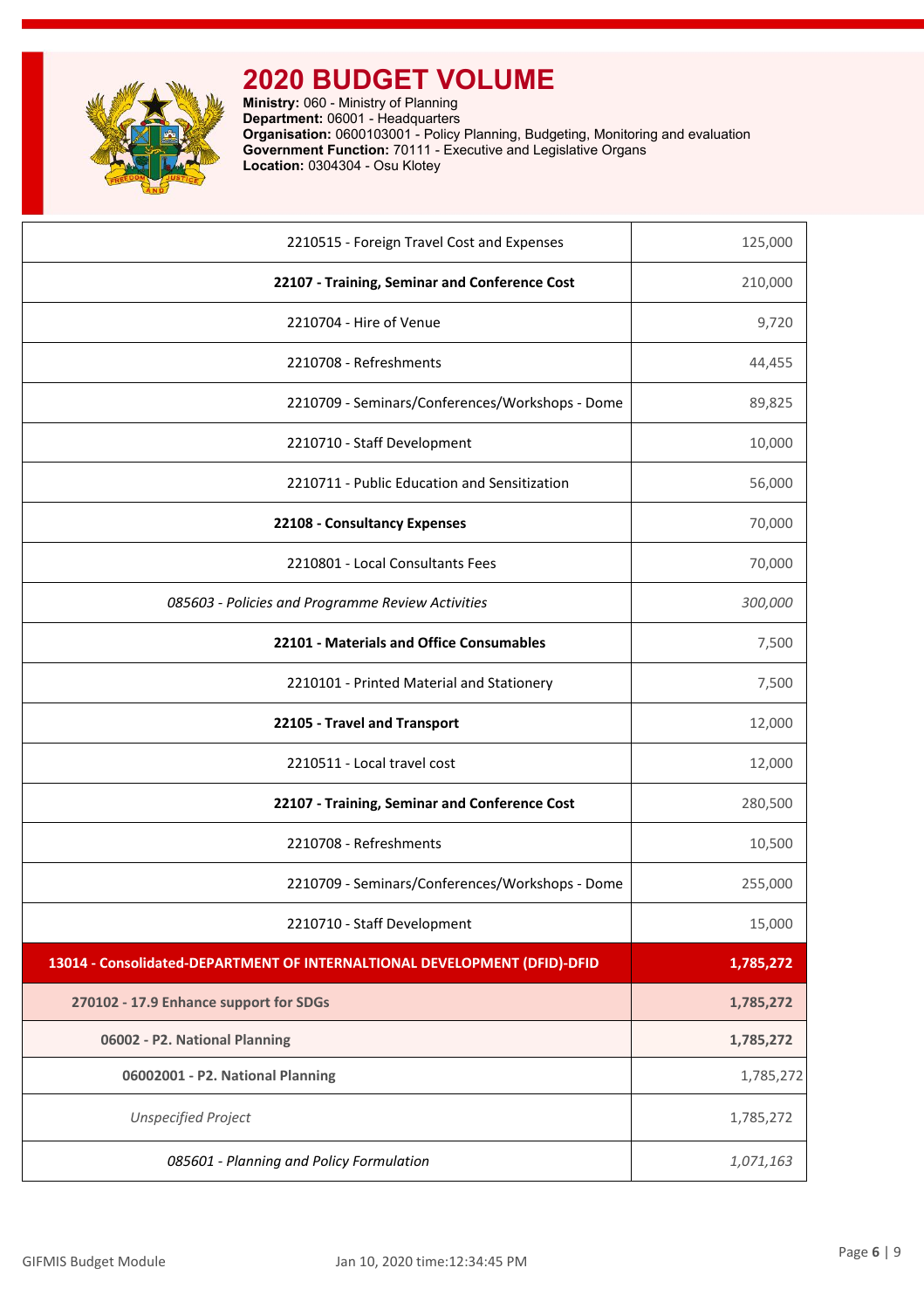# 2020 BUDGET VOLUME

**Ministry:** 060 - Ministry of Planning
**Department:** 06001 - Headquarters
**Organisation:** 0600103001 - Policy Planning, Budgeting, Monitoring and evaluation
**Government Function:** 70111 - Executive and Legislative Organs
**Location:** 0304304 - Osu Klotey

| | |
|---|---|
| 2210515 - Foreign Travel Cost and Expenses | 125,000 |
| **22107 - Training, Seminar and Conference Cost** | 210,000 |
| 2210704 - Hire of Venue | 9,720 |
| 2210708 - Refreshments | 44,455 |
| 2210709 - Seminars/Conferences/Workshops - Dome | 89,825 |
| 2210710 - Staff Development | 10,000 |
| 2210711 - Public Education and Sensitization | 56,000 |
| **22108 - Consultancy Expenses** | 70,000 |
| 2210801 - Local Consultants Fees | 70,000 |
| *085603 - Policies and Programme Review Activities* | *300,000* |
| **22101 - Materials and Office Consumables** | 7,500 |
| 2210101 - Printed Material and Stationery | 7,500 |
| **22105 - Travel and Transport** | 12,000 |
| 2210511 - Local travel cost | 12,000 |
| **22107 - Training, Seminar and Conference Cost** | 280,500 |
| 2210708 - Refreshments | 10,500 |
| 2210709 - Seminars/Conferences/Workshops - Dome | 255,000 |
| 2210710 - Staff Development | 15,000 |
| **13014 - Consolidated-DEPARTMENT OF INTERNALTIONAL DEVELOPMENT (DFID)-DFID** | **1,785,272** |
| **270102 - 17.9 Enhance support for SDGs** | **1,785,272** |
| **06002 - P2. National Planning** | **1,785,272** |
| **06002001 - P2. National Planning** | 1,785,272 |
| *Unspecified Project* | 1,785,272 |
| *085601 - Planning and Policy Formulation* | *1,071,163* |

GIFMIS Budget Module Jan 10, 2020 time:12:34:45 PM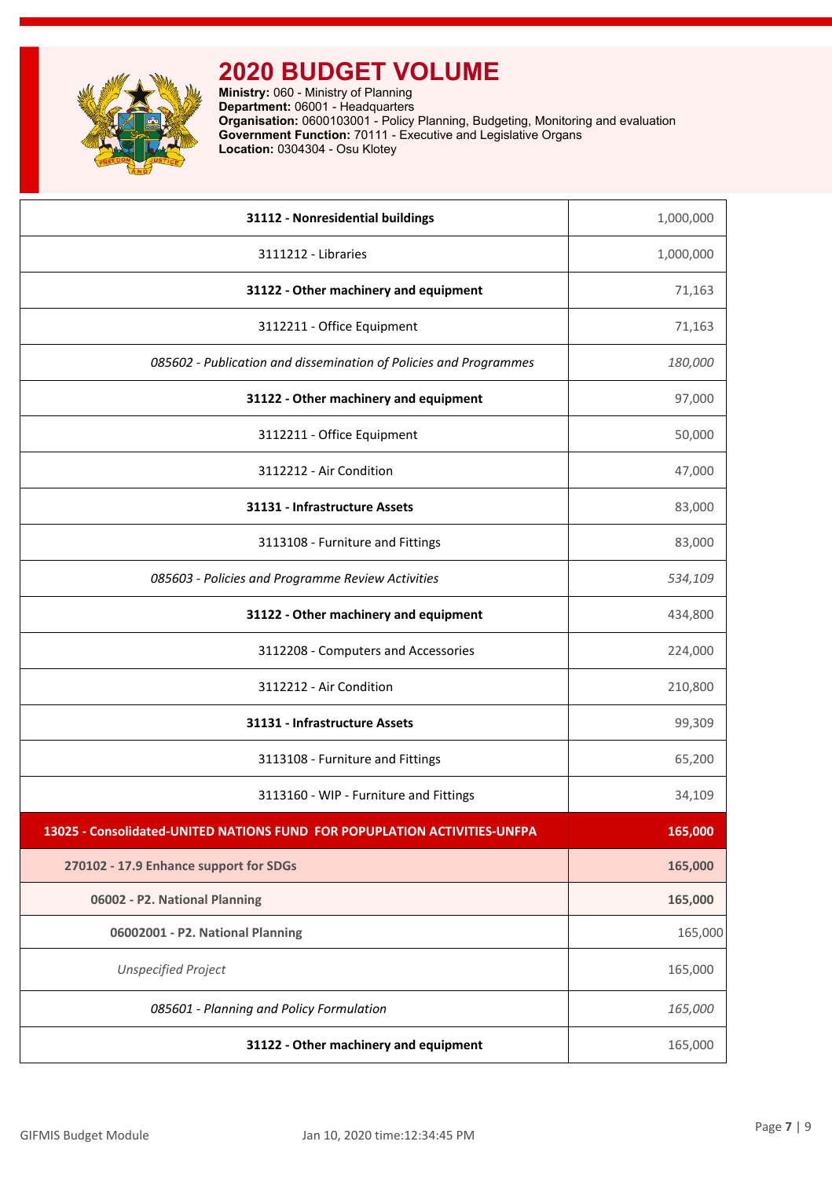# 2020 BUDGET VOLUME

**Ministry:** 060 - Ministry of Planning
**Department:** 06001 - Headquarters
**Organisation:** 0600103001 - Policy Planning, Budgeting, Monitoring and evaluation
**Government Function:** 70111 - Executive and Legislative Organs
**Location:** 0304304 - Osu Klotey

| | |
|---|---|
| **31112 - Nonresidential buildings** | 1,000,000 |
| 3111212 - Libraries | 1,000,000 |
| **31122 - Other machinery and equipment** | 71,163 |
| 3112211 - Office Equipment | 71,163 |
| *085602 - Publication and dissemination of Policies and Programmes* | *180,000* |
| **31122 - Other machinery and equipment** | 97,000 |
| 3112211 - Office Equipment | 50,000 |
| 3112212 - Air Condition | 47,000 |
| **31131 - Infrastructure Assets** | 83,000 |
| 3113108 - Furniture and Fittings | 83,000 |
| *085603 - Policies and Programme Review Activities* | *534,109* |
| **31122 - Other machinery and equipment** | 434,800 |
| 3112208 - Computers and Accessories | 224,000 |
| 3112212 - Air Condition | 210,800 |
| **31131 - Infrastructure Assets** | 99,309 |
| 3113108 - Furniture and Fittings | 65,200 |
| 3113160 - WIP - Furniture and Fittings | 34,109 |
| **13025 - Consolidated-UNITED NATIONS FUND FOR POPUPLATION ACTIVITIES-UNFPA** | **165,000** |
| **270102 - 17.9 Enhance support for SDGs** | **165,000** |
| **06002 - P2. National Planning** | **165,000** |
| **06002001 - P2. National Planning** | 165,000 |
| *Unspecified Project* | 165,000 |
| *085601 - Planning and Policy Formulation* | *165,000* |
| **31122 - Other machinery and equipment** | 165,000 |

GIFMIS Budget Module    Jan 10, 2020 time:12:34:45 PM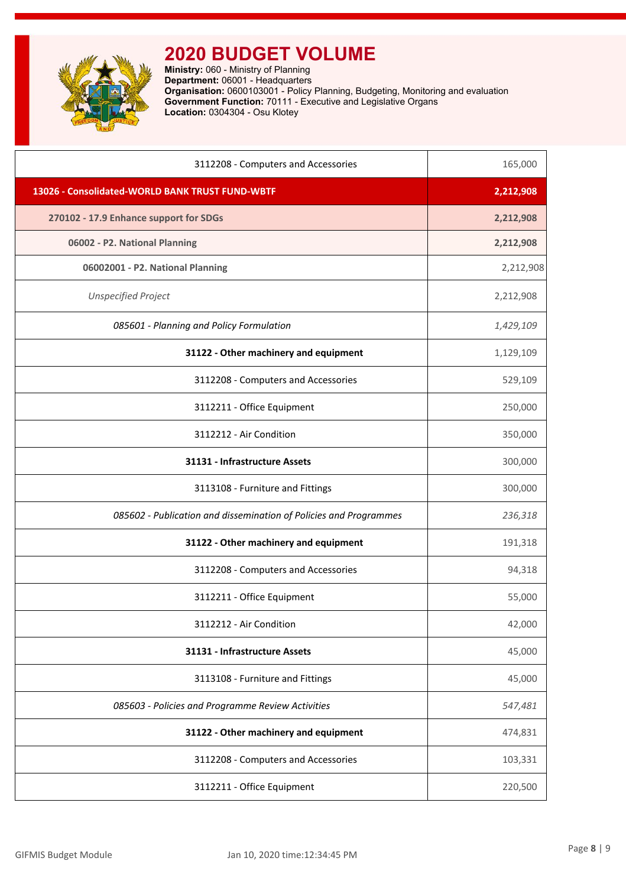# 2020 BUDGET VOLUME

**Ministry:** 060 - Ministry of Planning
**Department:** 06001 - Headquarters
**Organisation:** 0600103001 - Policy Planning, Budgeting, Monitoring and evaluation
**Government Function:** 70111 - Executive and Legislative Organs
**Location:** 0304304 - Osu Klotey

| Description | Amount |
|---|---|
| 3112208 - Computers and Accessories | 165,000 |
| **13026 - Consolidated-WORLD BANK TRUST FUND-WBTF** | **2,212,908** |
| **270102 - 17.9 Enhance support for SDGs** | **2,212,908** |
| **06002 - P2. National Planning** | **2,212,908** |
| **06002001 - P2. National Planning** | 2,212,908 |
| *Unspecified Project* | 2,212,908 |
| *085601 - Planning and Policy Formulation* | *1,429,109* |
| **31122 - Other machinery and equipment** | 1,129,109 |
| 3112208 - Computers and Accessories | 529,109 |
| 3112211 - Office Equipment | 250,000 |
| 3112212 - Air Condition | 350,000 |
| **31131 - Infrastructure Assets** | 300,000 |
| 3113108 - Furniture and Fittings | 300,000 |
| *085602 - Publication and dissemination of Policies and Programmes* | *236,318* |
| **31122 - Other machinery and equipment** | 191,318 |
| 3112208 - Computers and Accessories | 94,318 |
| 3112211 - Office Equipment | 55,000 |
| 3112212 - Air Condition | 42,000 |
| **31131 - Infrastructure Assets** | 45,000 |
| 3113108 - Furniture and Fittings | 45,000 |
| *085603 - Policies and Programme Review Activities* | *547,481* |
| **31122 - Other machinery and equipment** | 474,831 |
| 3112208 - Computers and Accessories | 103,331 |
| 3112211 - Office Equipment | 220,500 |

GIFMIS Budget Module    Jan 10, 2020 time:12:34:45 PM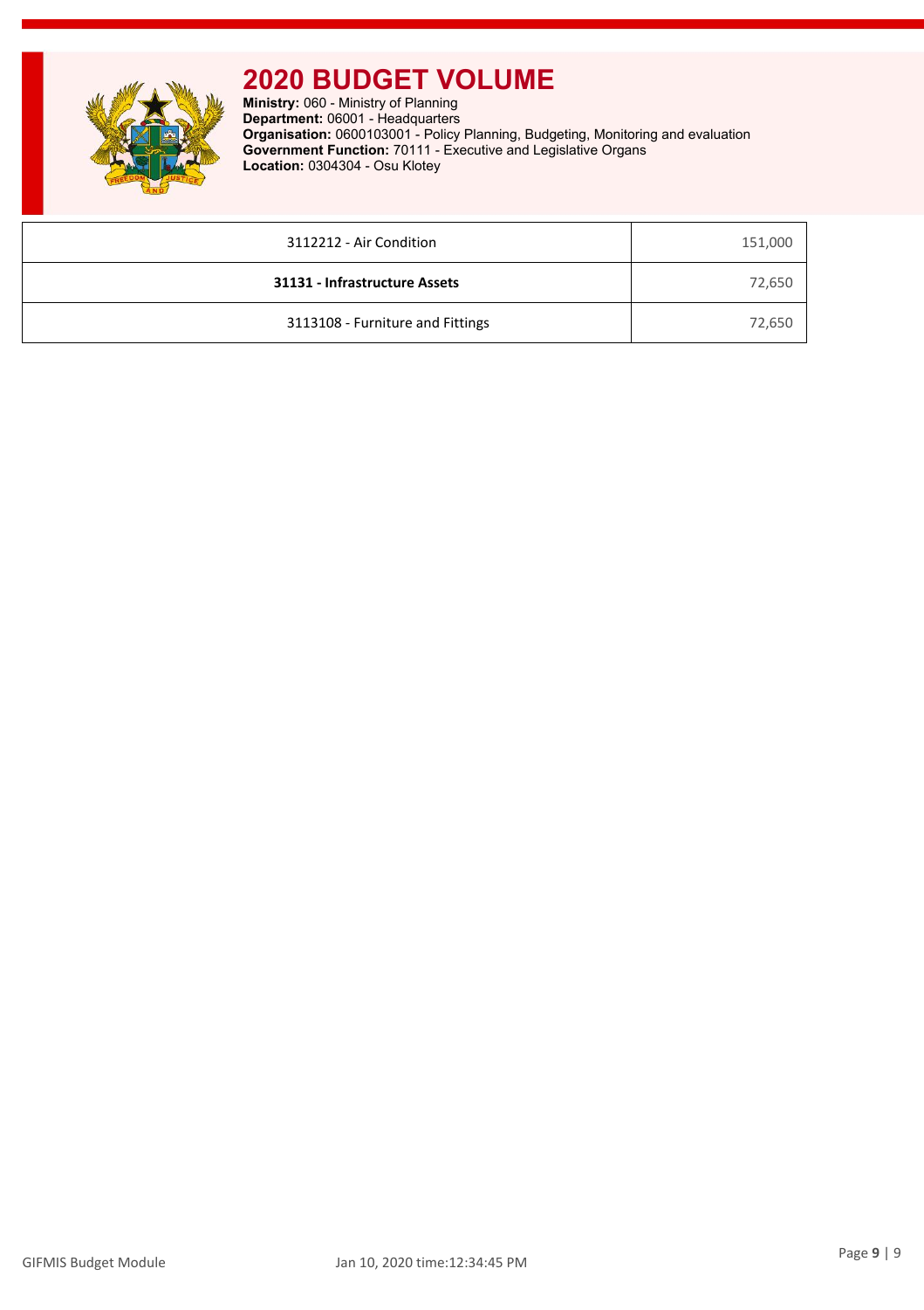# 2020 BUDGET VOLUME

**Ministry:** 060 - Ministry of Planning
**Department:** 06001 - Headquarters
**Organisation:** 0600103001 - Policy Planning, Budgeting, Monitoring and evaluation
**Government Function:** 70111 - Executive and Legislative Organs
**Location:** 0304304 - Osu Klotey

| | |
|---|---|
| 3112212 - Air Condition | 151,000 |
| **31131 - Infrastructure Assets** | 72,650 |
| 3113108 - Furniture and Fittings | 72,650 |

GIFMIS Budget Module    Jan 10, 2020 time:12:34:45 PM